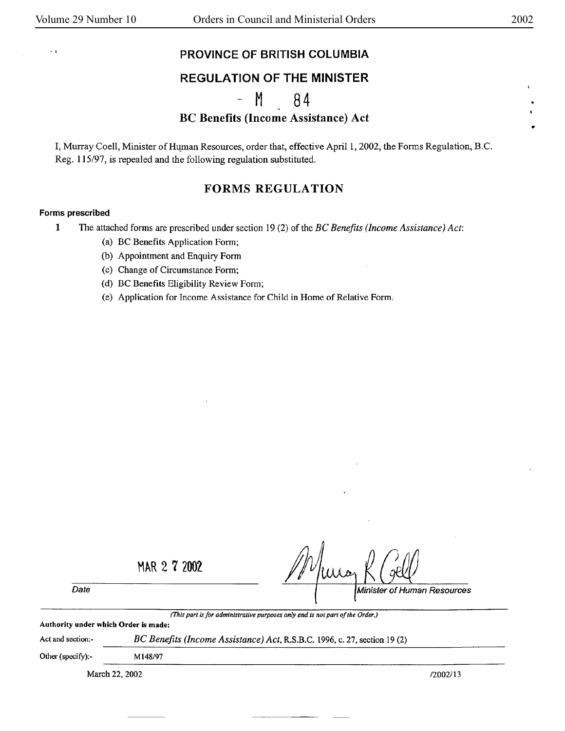# PROVINCE OF BRITISH COLUMBIA

## REGULATION OF THE MINISTER

## M 84

### BC Benefits (Income Assistance) Act

I, Murray Coell, Minister of Human Resources, order that, effective April 1, 2002, the Forms Regulation, B.C. Reg. 115/97, is repealed and the following regulation substituted.

## FORMS REGULATION

**Forms prescribed**

1 The attached forms are prescribed under section 19 (2) of the *BC Benefits (Income Assistance) Act*:

(a) BC Benefits Application Form;

(b) Appointment and Enquiry Form

(c) Change of Circumstance Form;

(d) BC Benefits Eligibility Review Form;

(e) Application for Income Assistance for Child in Home of Relative Form.

MAR 27 2002

Date

Minister of Human Resources

*(This part is for administrative purposes only and is not part of the Order.)*

**Authority under which Order is made:**

Act and section:- *BC Benefits (Income Assistance) Act*, R.S.B.C. 1996, c. 27, section 19 (2)

Other (specify):- M148/97

March 22, 2002 /2002/13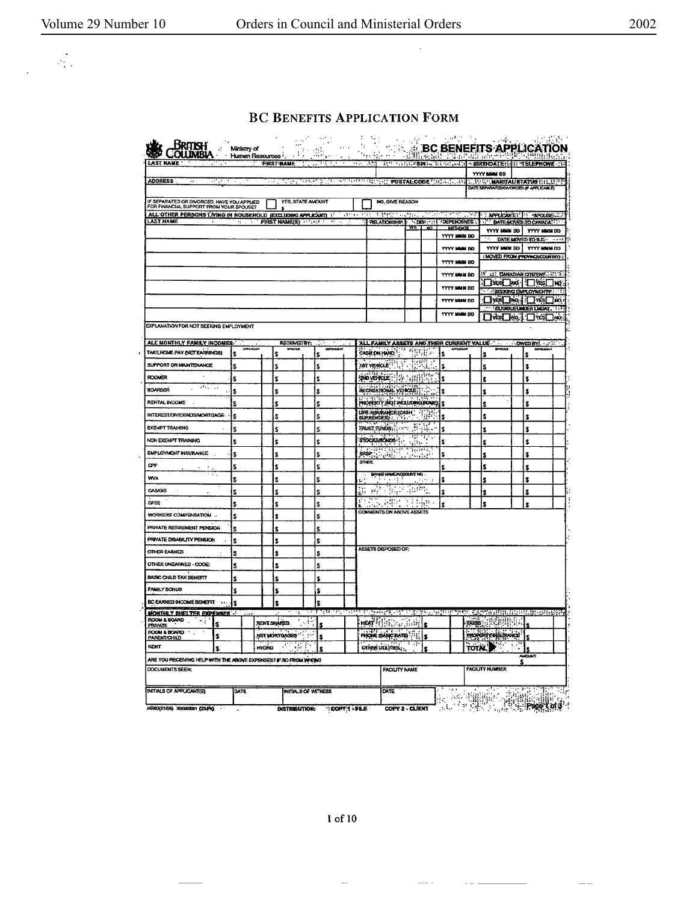# BC Benefits Application Form

British Columbia — Ministry of Human Resources

## BC BENEFITS APPLICATION

| LAST NAME | FIRST NAME | SIN | BIRTHDATE | TELEPHONE |
|---|---|---|---|---|
| | | | YYYY MMM DD | |

| ADDRESS | POSTAL CODE | MARITAL STATUS |
|---|---|---|
| | | DATE SEPARATED/DIVORCED (IF APPLICABLE) |

IF SEPARATED OR DIVORCED, HAVE YOU APPLIED FOR FINANCIAL SUPPORT FROM YOUR SPOUSE? ☐ YES, STATE AMOUNT $ ☐ NO, GIVE REASON

**ALL OTHER PERSONS LIVING IN HOUSEHOLD (EXCLUDING APPLICANT)**

| LAST NAME | FIRST NAME(S) | RELATIONSHIP | DEP. YES | DEP. NO | DEPENDENTS BIRTHDATE |
|---|---|---|---|---|---|
| | | | | | YYYY MMM DD |
| | | | | | YYYY MMM DD |
| | | | | | YYYY MMM DD |
| | | | | | YYYY MMM DD |
| | | | | | YYYY MMM DD |
| | | | | | YYYY MMM DD |
| | | | | | YYYY MMM DD |

| | APPLICANT | SPOUSE |
|---|---|---|
| DATE MOVED TO CANADA | YYYY MMM DD | YYYY MMM DD |
| DATE MOVED TO B.C. | YYYY MMM DD | YYYY MMM DD |
| MOVED FROM (PROVINCE/COUNTRY) | | |
| CANADIAN CITIZEN | ☐ YES ☐ NO | ☐ YES ☐ NO |
| SEEKING EMPLOYMENT | ☐ YES ☐ NO | ☐ YES ☐ NO |
| ELIGIBLE UNDER LMDA? | ☐ YES ☐ NO | ☐ YES ☐ NO |

EXPLANATION FOR NOT SEEKING EMPLOYMENT

**ALL MONTHLY FAMILY INCOMES — RECEIVED BY:**

| INCOME | APPLICANT | SPOUSE | DEPENDANT |
|---|---|---|---|
| TAKE HOME PAY (NET EARNINGS) | $ | $ | $ |
| SUPPORT OR MAINTENANCE | $ | $ | $ |
| ROOMER | $ | $ | $ |
| BOARDER | $ | $ | $ |
| RENTAL INCOME | $ | $ | $ |
| INTEREST/DIVIDENDS/MORTGAGE | $ | $ | $ |
| EXEMPT TRAINING | $ | $ | $ |
| NON EXEMPT TRAINING | $ | $ | $ |
| EMPLOYMENT INSURANCE | $ | $ | $ |
| CPP | $ | $ | $ |
| WVA | $ | $ | $ |
| OAS/GIS | $ | $ | $ |
| GFSS | $ | $ | $ |
| WORKERS' COMPENSATION | $ | $ | $ |
| PRIVATE RETIREMENT PENSION | $ | $ | $ |
| PRIVATE DISABILITY PENSION | $ | $ | $ |
| OTHER EARNED | $ | $ | $ |
| OTHER UNEARNED - CODE: | $ | $ | $ |
| BASIC CHILD TAX BENEFIT | $ | $ | $ |
| FAMILY BONUS | $ | $ | $ |
| BC EARNED INCOME BENEFIT | $ | $ | $ |

**ALL FAMILY ASSETS AND THEIR CURRENT VALUE — OWED BY:**

| ASSET | APPLICANT | SPOUSE | DEPENDANT |
|---|---|---|---|
| CASH ON HAND | $ | $ | $ |
| 1ST VEHICLE | $ | $ | $ |
| 2ND VEHICLE | $ | $ | $ |
| RECREATIONAL VEHICLE | $ | $ | $ |
| PROPERTY (NOT INCLUDING HOME) | $ | $ | $ |
| LIFE INSURANCE (CASH SURRENDER) | $ | $ | $ |
| TRUST FUNDS | $ | $ | $ |
| STOCKS/BONDS | $ | $ | $ |
| RRSP | $ | $ | $ |
| OTHER: | $ | $ | $ |
| BANK NAME/ACCOUNT NO. | $ | $ | $ |
| | $ | $ | $ |
| | $ | $ | $ |

COMMENTS ON ABOVE ASSETS

ASSETS DISPOSED OF:

**MONTHLY SHELTER EXPENSES**

| | | | | | | | |
|---|---|---|---|---|---|---|---|
| ROOM & BOARD PRIVATE | $ | RENT SHARED | $ | HEAT | $ | TAXES | $ |
| ROOM & BOARD PARENT/CHILD | $ | NET MORTGAGES | $ | PHONE (BASIC RATE) | $ | PROPERTY INSURANCE | $ |
| RENT | $ | HYDRO | $ | OTHER UTILITIES | $ | TOTAL | $ |

ARE YOU RECEIVING HELP WITH THE ABOVE EXPENSES? IF SO FROM WHOM? AMOUNT $

| DOCUMENTS SEEN: | FACILITY NAME | FACILITY NUMBER |
|---|---|---|
| | | |

| INITIALS OF APPLICANT(S) | DATE | INITIALS OF WITNESS | DATE |
|---|---|---|---|
| | | | |

HR80(01/06) 7530000081 (25PK) DISTRIBUTION: COPY 1 - FILE COPY 2 - CLIENT Page 1 of 3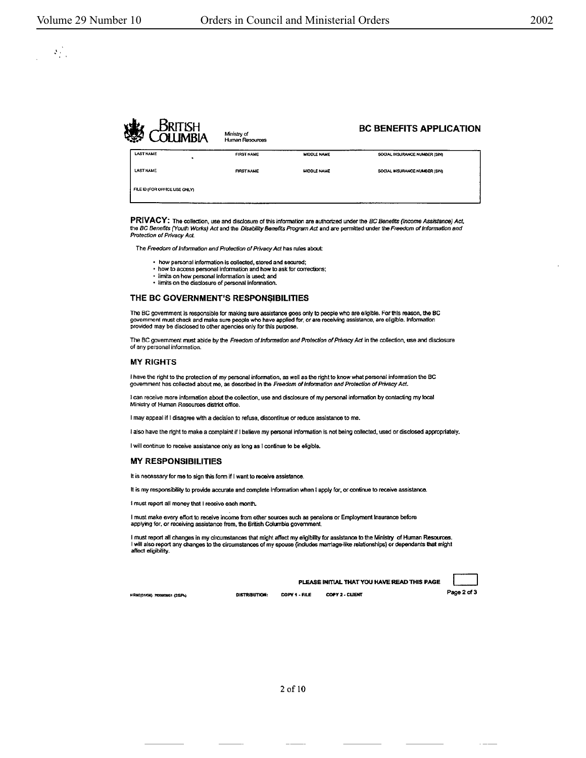BRITISH COLUMBIA

Ministry of Human Resources

## BC BENEFITS APPLICATION

| LAST NAME | FIRST NAME | MIDDLE NAME | SOCIAL INSURANCE NUMBER (SIN) |
|---|---|---|---|
| LAST NAME | FIRST NAME | MIDDLE NAME | SOCIAL INSURANCE NUMBER (SIN) |
| FILE ID (FOR OFFICE USE ONLY) | | | |

**PRIVACY:** The collection, use and disclosure of this information are authorized under the *BC Benefits (Income Assistance) Act*, the *BC Benefits (Youth Works) Act* and the *Disability Benefits Program Act* and are permitted under the *Freedom of Information and Protection of Privacy Act*.

The *Freedom of Information and Protection of Privacy Act* has rules about:

- how personal information is collected, stored and secured;
- how to access personal information and how to ask for corrections;
- limits on how personal information is used; and
- limits on the disclosure of personal information.

### THE BC GOVERNMENT'S RESPONSIBILITIES

The BC government is responsible for making sure assistance goes only to people who are eligible. For this reason, the BC government must check and make sure people who have applied for, or are receiving assistance, are eligible. Information provided may be disclosed to other agencies only for this purpose.

The BC government must abide by the *Freedom of Information and Protection of Privacy Act* in the collection, use and disclosure of any personal information.

### MY RIGHTS

I have the right to the protection of my personal information, as well as the right to know what personal information the BC government has collected about me, as described in the *Freedom of Information and Protection of Privacy Act*.

I can receive more information about the collection, use and disclosure of my personal information by contacting my local Ministry of Human Resources district office.

I may appeal if I disagree with a decision to refuse, discontinue or reduce assistance to me.

I also have the right to make a complaint if I believe my personal information is not being collected, used or disclosed appropriately.

I will continue to receive assistance only as long as I continue to be eligible.

### MY RESPONSIBILITIES

It is necessary for me to sign this form if I want to receive assistance.

It is my responsibility to provide accurate and complete information when I apply for, or continue to receive assistance.

I must report all money that I receive each month.

I must make every effort to receive income from other sources such as pensions or Employment Insurance before applying for, or receiving assistance from, the British Columbia government.

I must report all changes in my circumstances that might affect my eligibility for assistance to the Ministry of Human Resources. I will also report any changes to the circumstances of my spouse (includes marriage-like relationships) or dependants that might affect eligibility.

PLEASE INITIAL THAT YOU HAVE READ THIS PAGE

HR80(01/06) 7530003651 (25Pk) DISTRIBUTION: COPY 1 - FILE COPY 2 - CLIENT

Page 2 of 3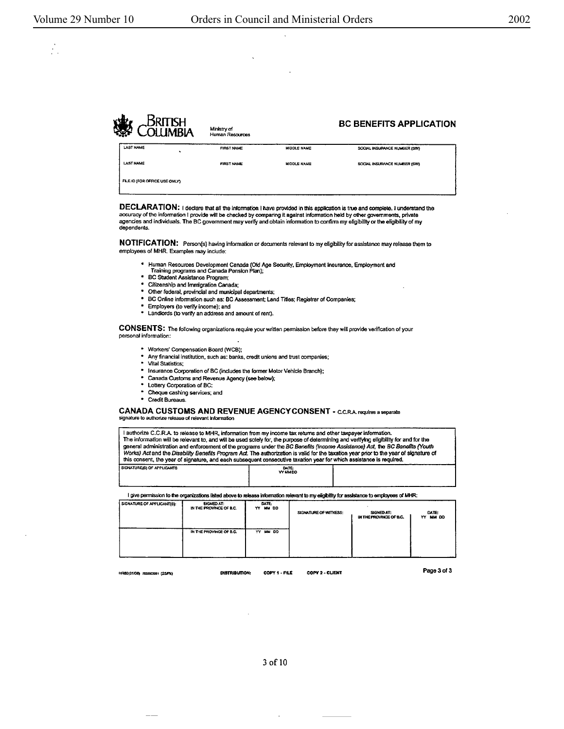BRITISH COLUMBIA

Ministry of Human Resources

## BC BENEFITS APPLICATION

| LAST NAME | FIRST NAME | MIDDLE NAME | SOCIAL INSURANCE NUMBER (SIN) |
|---|---|---|---|
| LAST NAME | FIRST NAME | MIDDLE NAME | SOCIAL INSURANCE NUMBER (SIN) |
| FILE ID (FOR OFFICE USE ONLY) | | | |

**DECLARATION:** I declare that all the information I have provided in this application is true and complete. I understand the accuracy of the information I provide will be checked by comparing it against information held by other governments, private agencies and individuals. The BC government may verify and obtain information to confirm my eligibility or the eligibility of my dependents.

**NOTIFICATION:** Person(s) having information or documents relevant to my eligibility for assistance may release them to employees of MHR. Examples may include:

- Human Resources Development Canada (Old Age Security, Employment Insurance, Employment and Training programs and Canada Pension Plan);
- BC Student Assistance Program;
- Citizenship and Immigration Canada;
- Other federal, provincial and municipal departments;
- BC Online information such as: BC Assessment; Land Titles; Registrar of Companies;
- Employers (to verify income); and
- Landlords (to verify an address and amount of rent).

**CONSENTS:** The following organizations require your written permission before they will provide verification of your personal information:

- Workers' Compensation Board (WCB);
- Any financial institution, such as: banks, credit unions and trust companies;
- Vital Statistics;
- Insurance Corporation of BC (includes the former Motor Vehicle Branch);
- Canada Customs and Revenue Agency (see below);
- Lottery Corporation of BC:
- Cheque cashing services; and
- Credit Bureaus.

**CANADA CUSTOMS AND REVENUE AGENCY CONSENT** - C.C.R.A. requires a separate signature to authorize release of relevant information

I authorize C.C.R.A. to release to MHR, information from my income tax returns and other taxpayer information. The information will be relevant to, and will be used solely for, the purpose of determining and verifying eligibility for and for the general administration and enforcement of the programs under the *BC Benefits (Income Assistance) Act*, the *BC Benefits (Youth Works) Act* and the *Disability Benefits Program Act*. The authorization is valid for the taxation year prior to the year of signature of this consent, the year of signature, and each subsequent consecutive taxation year for which assistance is required.

| SIGNATURE(S) OF APPLICANTS | DATE: YY MM DD | |
|---|---|---|
| | | |

I give permission to the organizations listed above to release information relevant to my eligibility for assistance to employees of MHR:

| SIGNATURE OF APPLICANT(S): | SIGNED AT: IN THE PROVINCE OF B.C. | DATE: YY MM DD | SIGNATURE OF WITNESS: | SIGNED AT: IN THE PROVINCE OF B.C. | DATE: YY MM DD |
|---|---|---|---|---|---|
| | IN THE PROVINCE OF B.C. | YY MM DD | | | |

HR80(01/06) 7530002001 (25/Pk) DISTRIBUTION: COPY 1 - FILE COPY 2 - CLIENT

Page 3 of 3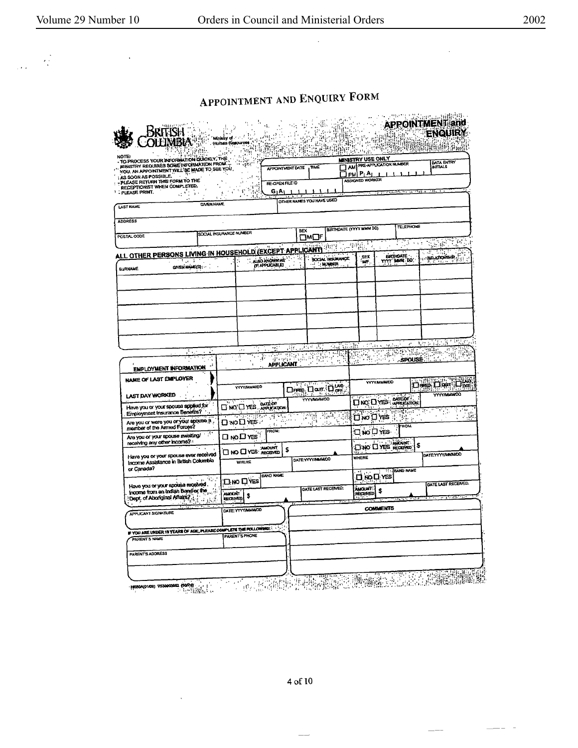# Appointment and Enquiry Form

**BRITISH COLUMBIA** — Ministry of Human Resources

**APPOINTMENT and ENQUIRY**

NOTE:
- TO PROCESS YOUR INFORMATION QUICKLY, THE MINISTRY REQUIRES SOME INFORMATION FROM YOU. AN APPOINTMENT WILL BE MADE TO SEE YOU AS SOON AS POSSIBLE.
- PLEASE RETURN THIS FORM TO THE RECEPTIONIST WHEN COMPLETED.
- PLEASE PRINT.

**MINISTRY USE ONLY**

| APPOINTMENT DATE | TIME | ☐ AM ☐ PM | PRE-APPLICATION NUMBER P A | DATA ENTRY INITIALS |
|---|---|---|---|---|
| RE-OPEN FILE ID G A | | | ASSIGNED WORKER | |

| LAST NAME | GIVEN NAME | OTHER NAMES YOU HAVE USED | | |
|---|---|---|---|---|
| ADDRESS | | | | |
| POSTAL CODE | SOCIAL INSURANCE NUMBER | SEX ☐M ☐F | BIRTHDATE (YYYY MMM DD) | TELEPHONE |

**ALL OTHER PERSONS LIVING IN HOUSEHOLD (EXCEPT APPLICANT)**

| SURNAME | GIVEN NAME(S) | ALSO KNOWN AS (IF APPLICABLE) | SOCIAL INSURANCE NUMBER | SEX M/F | BIRTHDATE YYYY MMM DD | RELATIONSHIP |
|---|---|---|---|---|---|---|
| | | | | | | |
| | | | | | | |
| | | | | | | |
| | | | | | | |
| | | | | | | |

| EMPLOYMENT INFORMATION | APPLICANT | | SPOUSE | |
|---|---|---|---|---|
| NAME OF LAST EMPLOYER | | | | |
| LAST DAY WORKED | YYYY/MMM/DD | ☐ FIRED ☐ QUIT ☐ LAID OFF | YYYY/MMM/DD | ☐ FIRED ☐ QUIT ☐ LAID OFF |
| Have you or your spouse applied for Employment Insurance Benefits? | ☐ NO ☐ YES DATE OF APPLICATION | YYYY/MMM/DD | ☐ NO ☐ YES DATE OF APPLICATION | YYYY/MMM/DD |
| Are you or were you or your spouse a member of the Armed Forces? | ☐ NO ☐ YES | | ☐ NO ☐ YES | |
| Are you or your spouse awaiting/receiving any other income? | ☐ NO ☐ YES | FROM: | ☐ NO ☐ YES | FROM: |
| Have you or your spouse ever received Income Assistance in British Columbia or Canada? | ☐ NO ☐ YES AMOUNT RECEIVED $ WHERE | DATE:YYYY/MMM/DD | ☐ NO ☐ YES AMOUNT RECEIVED $ WHERE | DATE:YYYY/MMM/DD |
| Have you or your spouse received income from an Indian Band or the Dept. of Aboriginal Affairs? | ☐ NO ☐ YES BAND NAME AMOUNT RECEIVED $ | DATE LAST RECEIVED: | ☐ NO ☐ YES BAND NAME AMOUNT RECEIVED $ | DATE LAST RECEIVED: |

| APPLICANT SIGNATURE | DATE: YYYY/MMM/DD |
|---|---|

IF YOU ARE UNDER 19 YEARS OF AGE, PLEASE COMPLETE THE FOLLOWING:

| PARENT'S NAME | PARENT'S PHONE |
|---|---|
| PARENT'S ADDRESS | |

**COMMENTS**

HR80A(01/06) 7530003052 (50/Pd)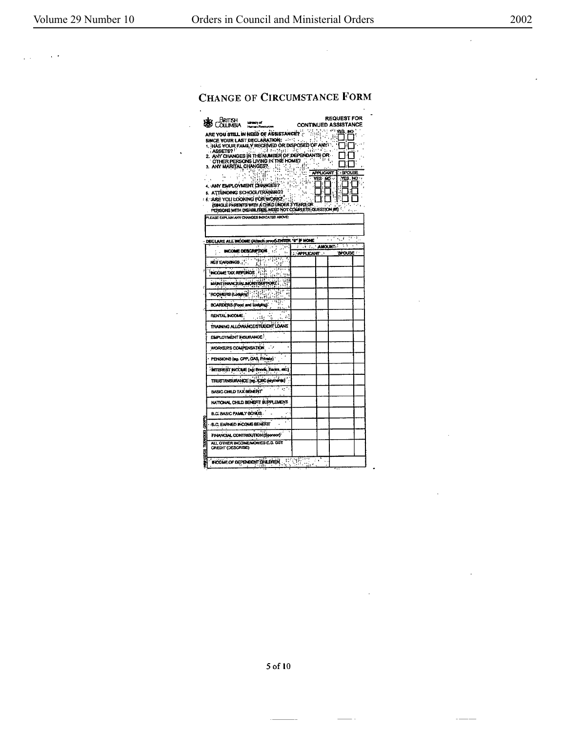# Change of Circumstance Form

BRITISH COLUMBIA Ministry of Human Resources

**REQUEST FOR CONTINUED ASSISTANCE**

| | YES | NO |
|---|---|---|
| ARE YOU STILL IN NEED OF ASSISTANCE? | ☐ | ☐ |
| SINCE YOUR LAST DECLARATION: | | |
| 1. HAS YOUR FAMILY RECEIVED OR DISPOSED OF ANY ASSETS? | ☐ | ☐ |
| 2. ANY CHANGES IN THE NUMBER OF DEPENDANTS OR OTHER PERSONS LIVING IN THE HOME? | ☐ | ☐ |
| 3. ANY MARITAL CHANGES? | ☐ | ☐ |

| | APPLICANT YES | APPLICANT NO | SPOUSE YES | SPOUSE NO |
|---|---|---|---|---|
| 4. ANY EMPLOYMENT CHANGES? | ☐ | ☐ | ☐ | ☐ |
| 5. ATTENDING SCHOOL/TRAINING? | ☐ | ☐ | ☐ | ☐ |
| 6. ARE YOU LOOKING FOR WORK? (SINGLE PARENTS WITH A CHILD UNDER 3 YEARS OR PERSONS WITH DISABILITIES NEED NOT COMPLETE QUESTION #6) | ☐ | ☐ | ☐ | ☐ |

PLEASE EXPLAIN ANY CHANGES INDICATED ABOVE:

DECLARE ALL INCOME (Attach proof) ENTER "0" IF NONE

| INCOME DESCRIPTION | AMOUNT: APPLICANT | | SPOUSE | |
|---|---|---|---|---|
| NET EARNINGS | | | | |
| INCOME TAX REFUNDS | | | | |
| MAINTENANCE/ALIMONY/SUPPORT | | | | |
| ROOMERS (Lodging) | | | | |
| BOARDERS (Food and lodging) | | | | |
| RENTAL INCOME | | | | |
| TRAINING ALLOWANCE/STUDENT LOANS | | | | |
| EMPLOYMENT INSURANCE | | | | |
| WORKER'S COMPENSATION | | | | |
| PENSIONS (eg. CPP, OAS, Private) | | | | |
| INTEREST INCOME (eg: Bonds, Banks, etc.) | | | | |
| TRUST/INSURANCE (eg. ICBC payments) | | | | |
| BASIC CHILD TAX BENEFIT | | | | |
| NATIONAL CHILD BENEFIT SUPPLEMENT | | | | |
| B.C. BASIC FAMILY BONUS | | | | |
| B.C. EARNED INCOME BENEFIT | | | | |
| FINANCIAL CONTRIBUTION (Sponsor) | | | | |
| ALL OTHER INCOME/MONIES E.G. GST CREDIT (DESCRIBE) | | | | |
| INCOME OF DEPENDENT CHILDREN | | | | |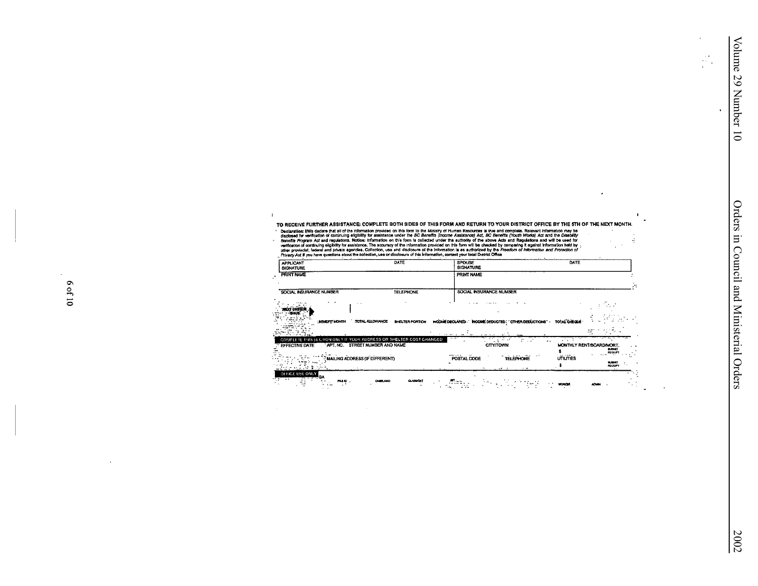TO RECEIVE FURTHER ASSISTANCE: COMPLETE BOTH SIDES OF THIS FORM AND RETURN TO YOUR DISTRICT OFFICE BY THE 5TH OF THE NEXT MONTH.

**Declaration:** I/We declare that all of the information provided on this form to the Ministry of Human Resources is true and complete. Relevant information may be disclosed for verification of continuing eligibility for assistance under the *BC Benefits (Income Assistance) Act*, *BC Benefits (Youth Works) Act* and the *Disability Benefits Program Act* and regulations. **Notice:** Information on this form is collected under the authority of the above Acts and Regulations and will be used for verification of continuing eligibility for assistance. The accuracy of the information provided on this form will be checked by comparing it against information held by other provincial, federal and private agencies. Collection, use and disclosure of the information is as authorized by the *Freedom of Information and Protection of Privacy Act*. If you have questions about the collection, use or disclosure of this information, contact your local District Office.

| APPLICANT SIGNATURE | DATE | SPOUSE SIGNATURE | DATE |
|---|---|---|---|
| PRINT NAME | | PRINT NAME | |
| SOCIAL INSURANCE NUMBER | TELEPHONE | SOCIAL INSURANCE NUMBER | |

NEXT CHEQUE ISSUE

| BENEFIT MONTH | TOTAL ALLOWANCE | SHELTER PORTION | INCOME DECLARED | INCOME DEDUCTED | OTHER DEDUCTIONS | TOTAL CHEQUE |
|---|---|---|---|---|---|---|
| | | | | | | |

**COMPLETE THIS SECTION ONLY IF YOUR ADDRESS OR SHELTER COST CHANGED**

| EFFECTIVE DATE | APT. NO. | STREET NUMBER AND NAME | CITY/TOWN | | MONTHLY RENT/BOARD/MORT. $ SUBMIT RECEIPT |
|---|---|---|---|---|---|
| | MAILING ADDRESS (IF DIFFERENT) | | POSTAL CODE | TELEPHONE | UTILITIES $ SUBMIT RECEIPT |

**OFFICE USE ONLY**

| GA | FILE ID | CASELOAD | CLASS/CAT | MT | WORKER | ADMIN |
|---|---|---|---|---|---|---|
| | | | | | | |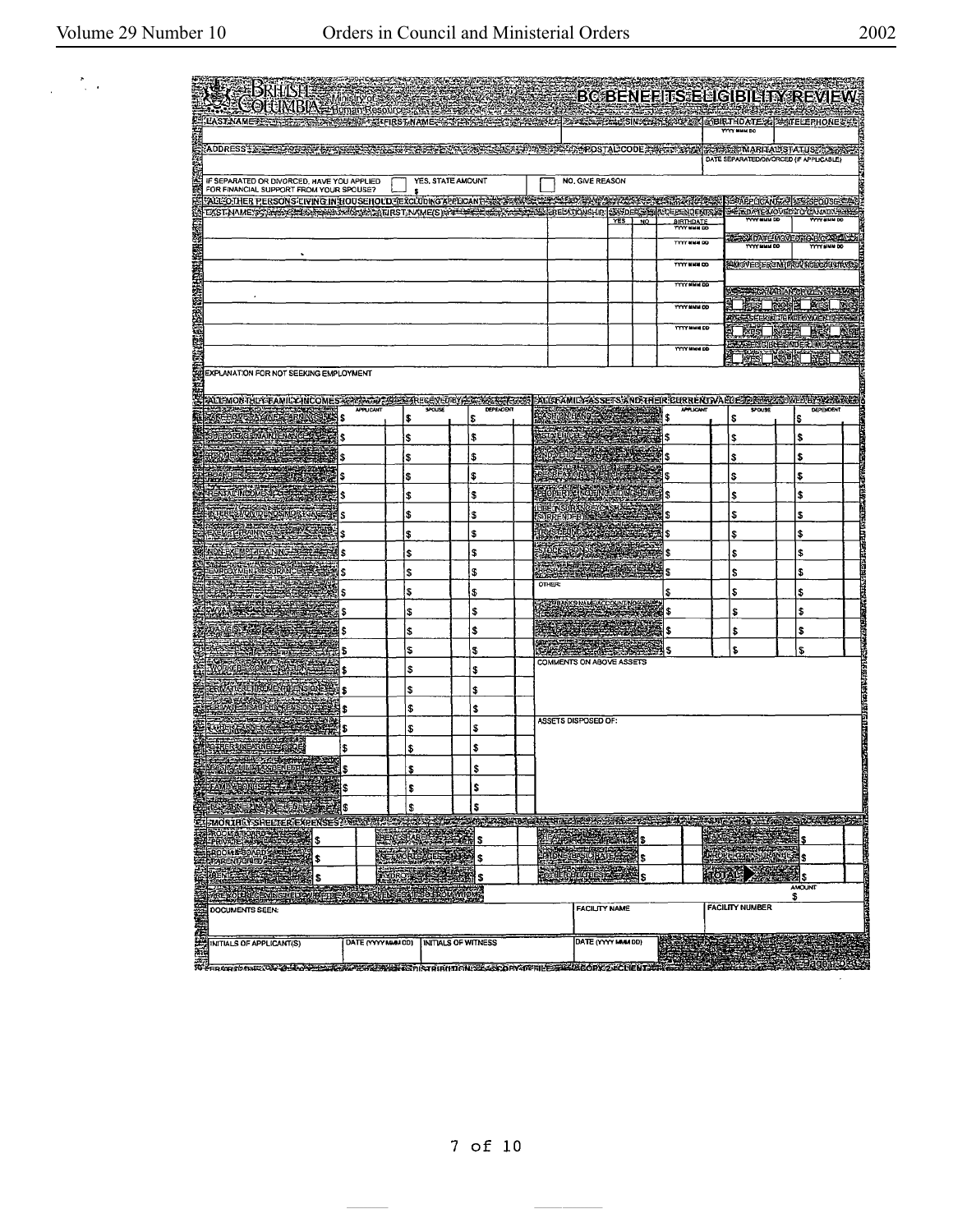# BC BENEFITS ELIGIBILITY REVIEW

British Columbia — Ministry of Human Resources

| LAST NAME | FIRST NAME | SIN | BIRTHDATE (YYYY MMM DD) | TELEPHONE |
|---|---|---|---|---|
| | | | | |

| ADDRESS | POSTAL CODE | MARITAL STATUS / DATE SEPARATED/DIVORCED (IF APPLICABLE) |
|---|---|---|
| | | |

IF SEPARATED OR DIVORCED, HAVE YOU APPLIED FOR FINANCIAL SUPPORT FROM YOUR SPOUSE? ☐ YES, STATE AMOUNT $ ☐ NO, GIVE REASON

## ALL OTHER PERSONS LIVING IN HOUSEHOLD (EXCLUDING APPLICANT)

| LAST NAME | FIRST NAME(S) | RELATIONSHIP | DEPENDENT YES | DEPENDENT NO | BIRTHDATE (YYYY MMM DD) |
|---|---|---|---|---|---|
| | | | | | YYYY MMM DD |
| | | | | | YYYY MMM DD |
| | | | | | YYYY MMM DD |
| | | | | | YYYY MMM DD |
| | | | | | YYYY MMM DD |
| | | | | | YYYY MMM DD |
| | | | | | YYYY MMM DD |

| | APPLICANT | SPOUSE |
|---|---|---|
| DATE MOVED TO CANADA | YYYY MMM DD | YYYY MMM DD |
| DATE MOVED TO B.C. | YYYY MMM DD | YYYY MMM DD |
| MOVED FROM PROVINCE/COUNTRY | | |
| CANADIAN CITIZEN | ☐ YES ☐ NO | ☐ YES ☐ NO |
| SEEKING EMPLOYMENT | ☐ YES ☐ NO | ☐ YES ☐ NO |
| DISABILITY | ☐ YES ☐ NO | ☐ YES ☐ NO |

EXPLANATION FOR NOT SEEKING EMPLOYMENT

## ALL MONTHLY FAMILY INCOMES RECEIVED BY

| | APPLICANT | SPOUSE | DEPENDENT |
|---|---|---|---|
| EMPLOYMENT EARNINGS | $ | $ | $ |
| SPOUSAL MAINTENANCE | $ | $ | $ |
| | $ | $ | $ |
| BOARDERS | $ | $ | $ |
| RENTAL INCOME | $ | $ | $ |
| INTEREST/DIVIDENDS/MORTGAGE | $ | $ | $ |
| EXEMPT TRAINING | $ | $ | $ |
| NON-EXEMPT TRAINING | $ | $ | $ |
| EMPLOYMENT INSURANCE | $ | $ | $ |
| | $ | $ | $ |
| | $ | $ | $ |
| | $ | $ | $ |
| | $ | $ | $ |
| WORKERS' COMPENSATION | $ | $ | $ |
| PRIVATE RETIREMENT PENSION | $ | $ | $ |
| PRIVATE DISABILITY PENSION | $ | $ | $ |
| | $ | $ | $ |
| OTHER UNEARNED INCOME | $ | $ | $ |
| | $ | $ | $ |
| FAMILY BONUS | $ | $ | $ |
| | $ | $ | $ |

## ALL FAMILY ASSETS AND THEIR CURRENT VALUE

| | APPLICANT | SPOUSE | DEPENDENT |
|---|---|---|---|
| | $ | $ | $ |
| | $ | $ | $ |
| | $ | $ | $ |
| RECREATIONAL VEHICLE | $ | $ | $ |
| | $ | $ | $ |
| LIFE INSURANCE CASH | $ | $ | $ |
| TRUST FUNDS | $ | $ | $ |
| STOCKS/BONDS | $ | $ | $ |
| | $ | $ | $ |
| OTHER: | $ | $ | $ |
| BANK'S NAME/ACCOUNT NO. | $ | $ | $ |
| | $ | $ | $ |
| | $ | $ | $ |

COMMENTS ON ABOVE ASSETS

ASSETS DISPOSED OF:

## MONTHLY SHELTER EXPENSES

| | | | | | |
|---|---|---|---|---|---|
| ROOM & BOARD PRIVATE | $ | RENT/SHARED | $ | | $ |
| ROOM & BOARD PARENT | $ | MORTGAGE | $ | PHONE | $ |
| RENT | $ | | $ | OTHER | $ |
| PROPERTY INSURANCE | $ | TOTAL | AMOUNT $ | | |

| DOCUMENTS SEEN: | FACILITY NAME | FACILITY NUMBER |
|---|---|---|
| | | |

| INITIALS OF APPLICANT(S) | DATE (YYYY MMM DD) | INITIALS OF WITNESS | DATE (YYYY MMM DD) |
|---|---|---|---|
| | | | |

DISTRIBUTION: COPY 1 FILE COPY 2 CLIENT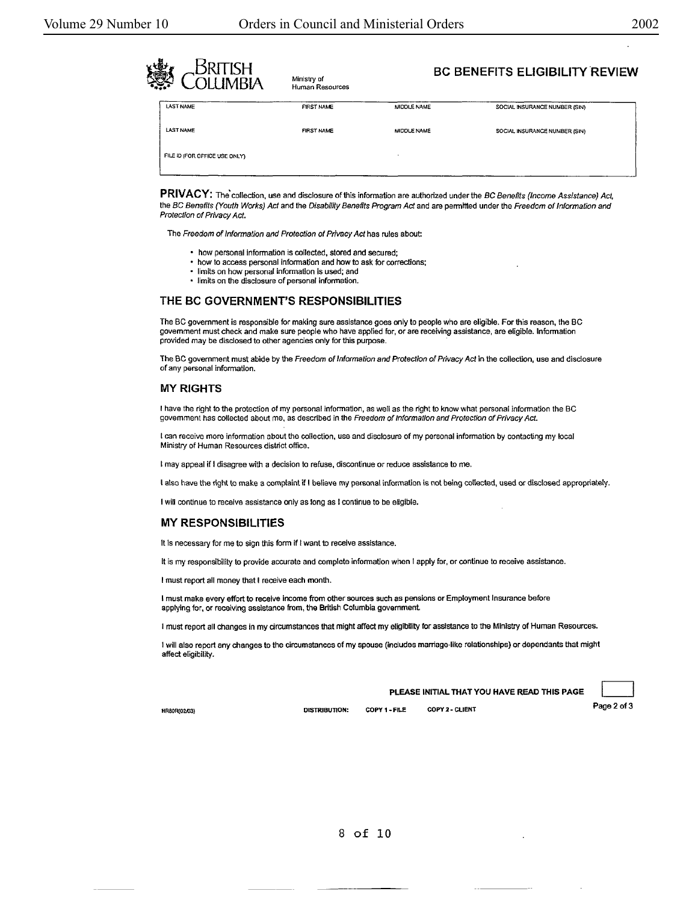British Columbia

Ministry of Human Resources

## BC BENEFITS ELIGIBILITY REVIEW

| LAST NAME | FIRST NAME | MIDDLE NAME | SOCIAL INSURANCE NUMBER (SIN) |
|---|---|---|---|
| LAST NAME | FIRST NAME | MIDDLE NAME | SOCIAL INSURANCE NUMBER (SIN) |
| FILE ID (FOR OFFICE USE ONLY) | | | |

**PRIVACY:** The collection, use and disclosure of this information are authorized under the *BC Benefits (Income Assistance) Act*, the *BC Benefits (Youth Works) Act* and the *Disability Benefits Program Act* and are permitted under the *Freedom of Information and Protection of Privacy Act*.

The *Freedom of Information and Protection of Privacy Act* has rules about:

- how personal information is collected, stored and secured;
- how to access personal information and how to ask for corrections;
- limits on how personal information is used; and
- limits on the disclosure of personal information.

### THE BC GOVERNMENT'S RESPONSIBILITIES

The BC government is responsible for making sure assistance goes only to people who are eligible. For this reason, the BC government must check and make sure people who have applied for, or are receiving assistance, are eligible. Information provided may be disclosed to other agencies only for this purpose.

The BC government must abide by the *Freedom of Information and Protection of Privacy Act* in the collection, use and disclosure of any personal information.

### MY RIGHTS

I have the right to the protection of my personal information, as well as the right to know what personal information the BC government has collected about me, as described in the *Freedom of Information and Protection of Privacy Act*.

I can receive more information about the collection, use and disclosure of my personal information by contacting my local Ministry of Human Resources district office.

I may appeal if I disagree with a decision to refuse, discontinue or reduce assistance to me.

I also have the right to make a complaint if I believe my personal information is not being collected, used or disclosed appropriately.

I will continue to receive assistance only as long as I continue to be eligible.

### MY RESPONSIBILITIES

It is necessary for me to sign this form if I want to receive assistance.

It is my responsibility to provide accurate and complete information when I apply for, or continue to receive assistance.

I must report all money that I receive each month.

I must make every effort to receive income from other sources such as pensions or Employment Insurance before applying for, or receiving assistance from, the British Columbia government.

I must report all changes in my circumstances that might affect my eligibility for assistance to the Ministry of Human Resources.

I will also report any changes to the circumstances of my spouse (includes marriage-like relationships) or dependants that might affect eligibility.

PLEASE INITIAL THAT YOU HAVE READ THIS PAGE

HR80R(02/03) DISTRIBUTION: COPY 1 - FILE COPY 2 - CLIENT Page 2 of 3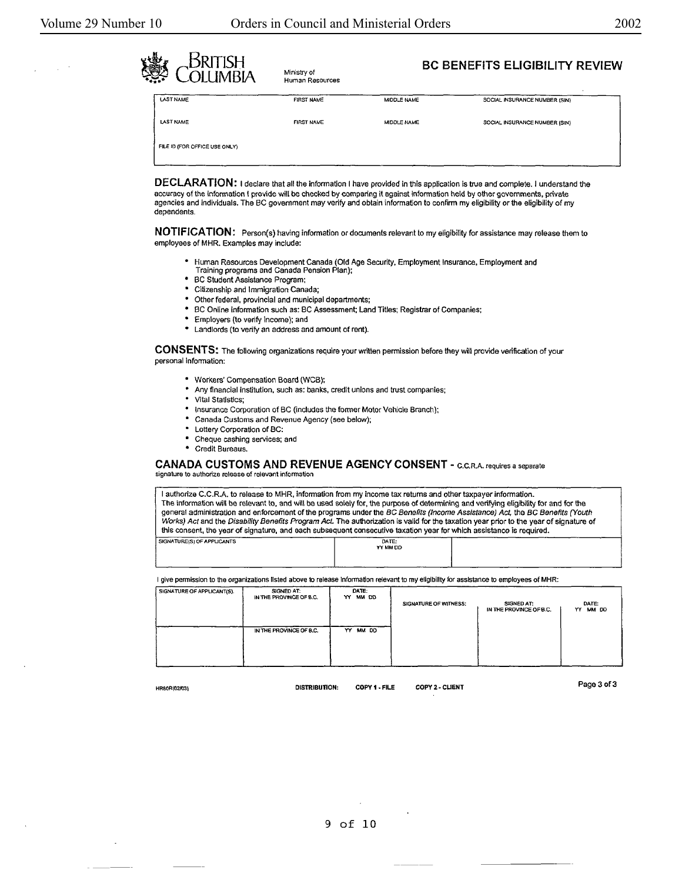BRITISH COLUMBIA

Ministry of Human Resources

## BC BENEFITS ELIGIBILITY REVIEW

| LAST NAME | FIRST NAME | MIDDLE NAME | SOCIAL INSURANCE NUMBER (SIN) |
|---|---|---|---|
| LAST NAME | FIRST NAME | MIDDLE NAME | SOCIAL INSURANCE NUMBER (SIN) |
| FILE ID (FOR OFFICE USE ONLY) | | | |

**DECLARATION:** I declare that all the information I have provided in this application is true and complete. I understand the accuracy of the information I provide will be checked by comparing it against information held by other governments, private agencies and individuals. The BC government may verify and obtain information to confirm my eligibility or the eligibility of my dependents.

**NOTIFICATION:** Person(s) having information or documents relevant to my eligibility for assistance may release them to employees of MHR. Examples may include:

- Human Resources Development Canada (Old Age Security, Employment Insurance, Employment and Training programs and Canada Pension Plan);
- BC Student Assistance Program;
- Citizenship and Immigration Canada;
- Other federal, provincial and municipal departments;
- BC Online information such as: BC Assessment; Land Titles; Registrar of Companies;
- Employers (to verify income); and
- Landlords (to verify an address and amount of rent).

**CONSENTS:** The following organizations require your written permission before they will provide verification of your personal information:

- Workers' Compensation Board (WCB);
- Any financial institution, such as: banks, credit unions and trust companies;
- Vital Statistics;
- Insurance Corporation of BC (includes the former Motor Vehicle Branch);
- Canada Customs and Revenue Agency (see below);
- Lottery Corporation of BC;
- Cheque cashing services; and
- Credit Bureaus.

**CANADA CUSTOMS AND REVENUE AGENCY CONSENT** - C.C.R.A. requires a separate signature to authorize release of relevant information

I authorize C.C.R.A. to release to MHR, information from my income tax returns and other taxpayer information. The information will be relevant to, and will be used solely for, the purpose of determining and verifying eligibility for and for the general administration and enforcement of the programs under the *BC Benefits (Income Assistance) Act*, the *BC Benefits (Youth Works) Act* and the *Disability Benefits Program Act*. The authorization is valid for the taxation year prior to the year of signature of this consent, the year of signature, and each subsequent consecutive taxation year for which assistance is required.

| SIGNATURE(S) OF APPLICANTS | DATE: YY MM DD | |
|---|---|---|
| | | |

I give permission to the organizations listed above to release information relevant to my eligibility for assistance to employees of MHR:

| SIGNATURE OF APPLICANT(S) | SIGNED AT: | DATE: | SIGNATURE OF WITNESS: | SIGNED AT: | DATE: |
|---|---|---|---|---|---|
| | IN THE PROVINCE OF B.C. | YY MM DD | | IN THE PROVINCE OF B.C. | YY MM DD |
| | IN THE PROVINCE OF B.C. | YY MM DD | | | |

HR80R(02/03) DISTRIBUTION: COPY 1 - FILE COPY 2 - CLIENT

Page 3 of 3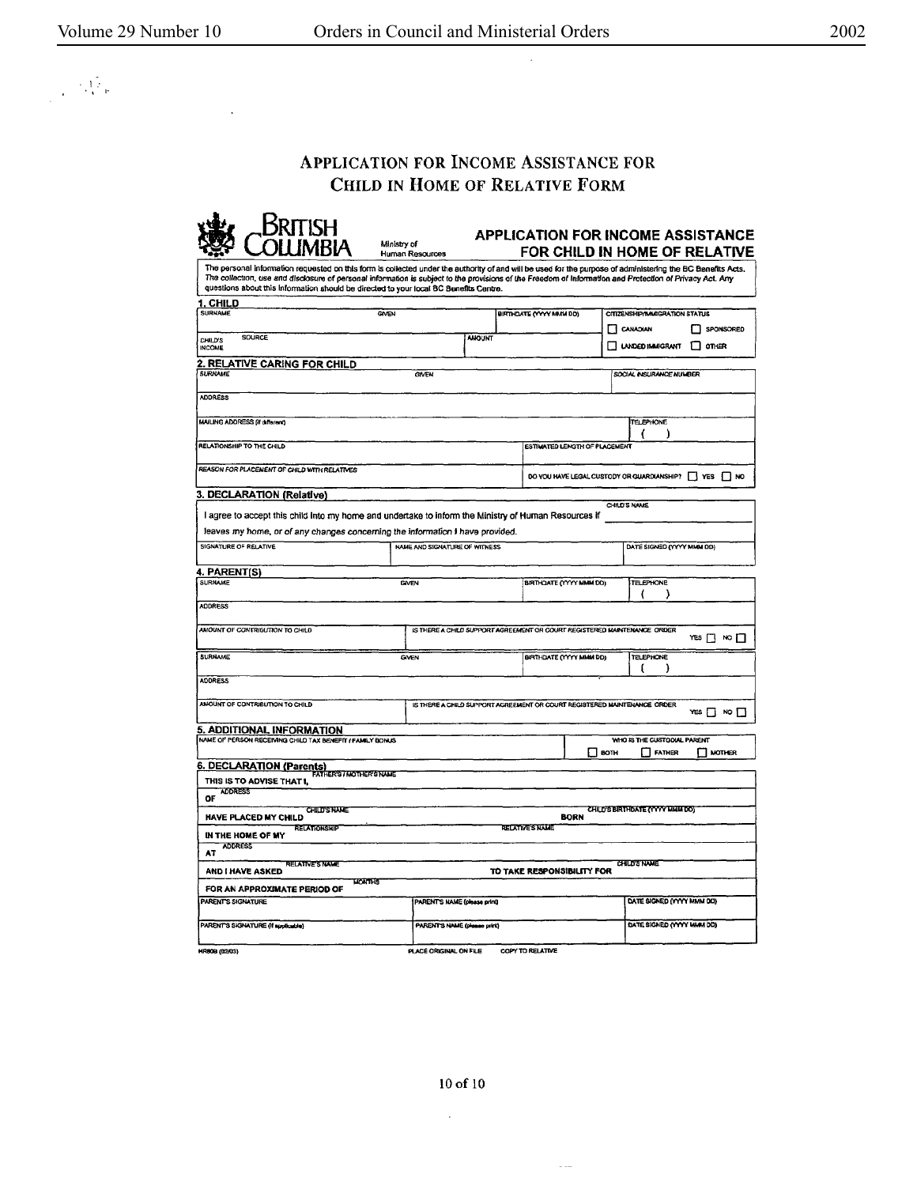## Application for Income Assistance for Child in Home of Relative Form

British Columbia — Ministry of Human Resources

**APPLICATION FOR INCOME ASSISTANCE FOR CHILD IN HOME OF RELATIVE**

The personal information requested on this form is collected under the authority of and will be used for the purpose of administering the BC Benefits Acts. The collection, use and disclosure of personal information is subject to the provisions of the Freedom of Information and Protection of Privacy Act. Any questions about this information should be directed to your local BC Benefits Centre.

### 1. CHILD

| SURNAME | GIVEN | BIRTHDATE (YYYY MMM DD) | CITIZENSHIP/IMMIGRATION STATUS |
|---|---|---|---|
| | | | ☐ CANADIAN ☐ SPONSORED |
| CHILD'S INCOME — SOURCE | | AMOUNT | ☐ LANDED IMMIGRANT ☐ OTHER |

### 2. RELATIVE CARING FOR CHILD

| SURNAME | GIVEN | SOCIAL INSURANCE NUMBER |
|---|---|---|
| ADDRESS | | |
| MAILING ADDRESS (if different) | | TELEPHONE ( ) |
| RELATIONSHIP TO THE CHILD | ESTIMATED LENGTH OF PLACEMENT | |
| REASON FOR PLACEMENT OF CHILD WITH RELATIVES | DO YOU HAVE LEGAL CUSTODY OR GUARDIANSHIP? ☐ YES ☐ NO | |

### 3. DECLARATION (Relative)

I agree to accept this child into my home and undertake to inform the Ministry of Human Resources if CHILD'S NAME ______ leaves my home, or of any changes concerning the information I have provided.

| SIGNATURE OF RELATIVE | NAME AND SIGNATURE OF WITNESS | DATE SIGNED (YYYY MMM DD) |
|---|---|---|
| | | |

### 4. PARENT(S)

| SURNAME | GIVEN | BIRTHDATE (YYYY MMM DD) | TELEPHONE ( ) |
|---|---|---|---|
| ADDRESS | | | |
| AMOUNT OF CONTRIBUTION TO CHILD | IS THERE A CHILD SUPPORT AGREEMENT OR COURT REGISTERED MAINTENANCE ORDER | | YES ☐ NO ☐ |
| SURNAME | GIVEN | BIRTHDATE (YYYY MMM DD) | TELEPHONE ( ) |
| ADDRESS | | | |
| AMOUNT OF CONTRIBUTION TO CHILD | IS THERE A CHILD SUPPORT AGREEMENT OR COURT REGISTERED MAINTENANCE ORDER | | YES ☐ NO ☐ |

### 5. ADDITIONAL INFORMATION

| NAME OF PERSON RECEIVING CHILD TAX BENEFIT / FAMILY BONUS | WHO IS THE CUSTODIAL PARENT |
|---|---|
| | ☐ BOTH ☐ FATHER ☐ MOTHER |

### 6. DECLARATION (Parents)

THIS IS TO ADVISE THAT I, (FATHER'S / MOTHER'S NAME) ______

OF (ADDRESS) ______

HAVE PLACED MY CHILD (CHILD'S NAME) ______ BORN (CHILD'S BIRTHDATE (YYYY MMM DD)) ______

IN THE HOME OF MY (RELATIONSHIP) ______ (RELATIVE'S NAME) ______

AT (ADDRESS) ______

AND I HAVE ASKED (RELATIVE'S NAME) ______ TO TAKE RESPONSIBILITY FOR (CHILD'S NAME) ______

FOR AN APPROXIMATE PERIOD OF (MONTHS) ______

| PARENT'S SIGNATURE | PARENT'S NAME (please print) | DATE SIGNED (YYYY MMM DD) |
|---|---|---|
| PARENT'S SIGNATURE (if applicable) | PARENT'S NAME (please print) | DATE SIGNED (YYYY MMM DD) |

HR808 (02/03) PLACE ORIGINAL ON FILE COPY TO RELATIVE